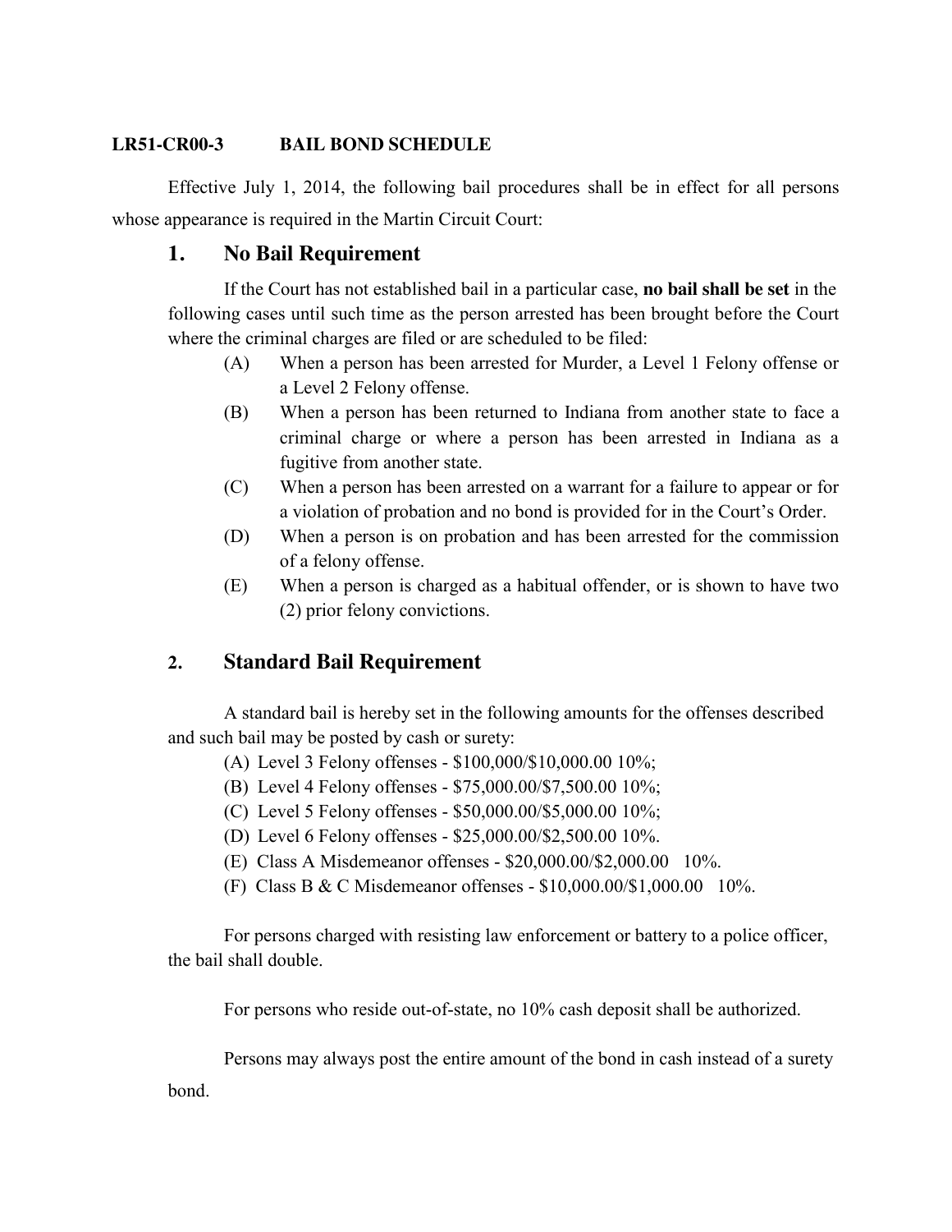**LR51-CR00-3 BAIL BOND SCHEDULE**

Effective July 1, 2014, the following bail procedures shall be in effect for all persons whose appearance is required in the Martin Circuit Court:

## 1. No Bail Requirement

If the Court has not established bail in a particular case, **no bail shall be set** in the following cases until such time as the person arrested has been brought before the Court where the criminal charges are filed or are scheduled to be filed:

(A) When a person has been arrested for Murder, a Level 1 Felony offense or a Level 2 Felony offense.

(B) When a person has been returned to Indiana from another state to face a criminal charge or where a person has been arrested in Indiana as a fugitive from another state.

(C) When a person has been arrested on a warrant for a failure to appear or for a violation of probation and no bond is provided for in the Court's Order.

(D) When a person is on probation and has been arrested for the commission of a felony offense.

(E) When a person is charged as a habitual offender, or is shown to have two (2) prior felony convictions.

## 2. Standard Bail Requirement

A standard bail is hereby set in the following amounts for the offenses described and such bail may be posted by cash or surety:

(A) Level 3 Felony offenses - $100,000/$10,000.00 10%;

(B) Level 4 Felony offenses - $75,000.00/$7,500.00 10%;

(C) Level 5 Felony offenses - $50,000.00/$5,000.00 10%;

(D) Level 6 Felony offenses - $25,000.00/$2,500.00 10%.

(E) Class A Misdemeanor offenses - $20,000.00/$2,000.00 10%.

(F) Class B & C Misdemeanor offenses - $10,000.00/$1,000.00 10%.

For persons charged with resisting law enforcement or battery to a police officer, the bail shall double.

For persons who reside out-of-state, no 10% cash deposit shall be authorized.

Persons may always post the entire amount of the bond in cash instead of a surety bond.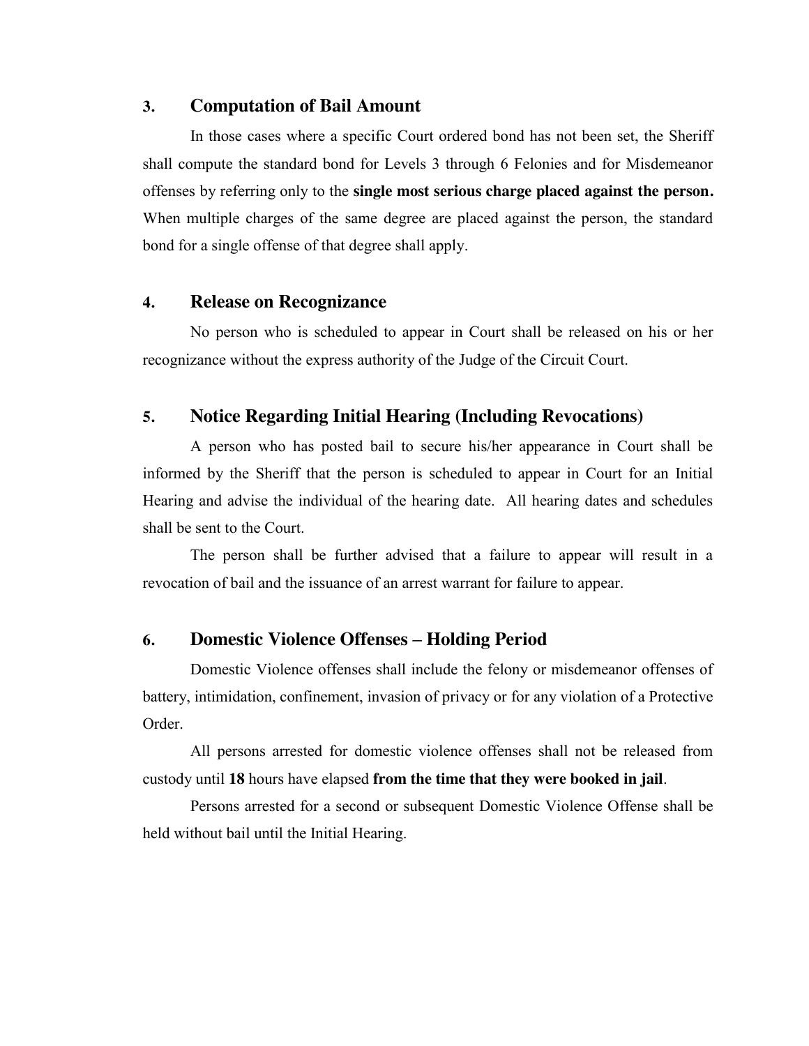## 3. Computation of Bail Amount

In those cases where a specific Court ordered bond has not been set, the Sheriff shall compute the standard bond for Levels 3 through 6 Felonies and for Misdemeanor offenses by referring only to the **single most serious charge placed against the person.** When multiple charges of the same degree are placed against the person, the standard bond for a single offense of that degree shall apply.

## 4. Release on Recognizance

No person who is scheduled to appear in Court shall be released on his or her recognizance without the express authority of the Judge of the Circuit Court.

## 5. Notice Regarding Initial Hearing (Including Revocations)

A person who has posted bail to secure his/her appearance in Court shall be informed by the Sheriff that the person is scheduled to appear in Court for an Initial Hearing and advise the individual of the hearing date. All hearing dates and schedules shall be sent to the Court.

The person shall be further advised that a failure to appear will result in a revocation of bail and the issuance of an arrest warrant for failure to appear.

## 6. Domestic Violence Offenses – Holding Period

Domestic Violence offenses shall include the felony or misdemeanor offenses of battery, intimidation, confinement, invasion of privacy or for any violation of a Protective Order.

All persons arrested for domestic violence offenses shall not be released from custody until **18** hours have elapsed **from the time that they were booked in jail**.

Persons arrested for a second or subsequent Domestic Violence Offense shall be held without bail until the Initial Hearing.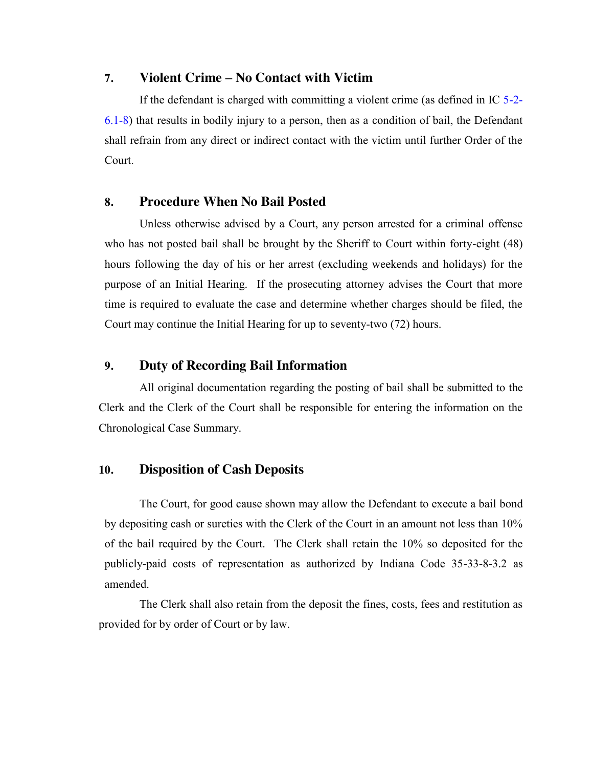## 7. Violent Crime – No Contact with Victim

If the defendant is charged with committing a violent crime (as defined in IC 5-2-6.1-8) that results in bodily injury to a person, then as a condition of bail, the Defendant shall refrain from any direct or indirect contact with the victim until further Order of the Court.

## 8. Procedure When No Bail Posted

Unless otherwise advised by a Court, any person arrested for a criminal offense who has not posted bail shall be brought by the Sheriff to Court within forty-eight (48) hours following the day of his or her arrest (excluding weekends and holidays) for the purpose of an Initial Hearing. If the prosecuting attorney advises the Court that more time is required to evaluate the case and determine whether charges should be filed, the Court may continue the Initial Hearing for up to seventy-two (72) hours.

## 9. Duty of Recording Bail Information

All original documentation regarding the posting of bail shall be submitted to the Clerk and the Clerk of the Court shall be responsible for entering the information on the Chronological Case Summary.

## 10. Disposition of Cash Deposits

The Court, for good cause shown may allow the Defendant to execute a bail bond by depositing cash or sureties with the Clerk of the Court in an amount not less than 10% of the bail required by the Court. The Clerk shall retain the 10% so deposited for the publicly-paid costs of representation as authorized by Indiana Code 35-33-8-3.2 as amended.

The Clerk shall also retain from the deposit the fines, costs, fees and restitution as provided for by order of Court or by law.